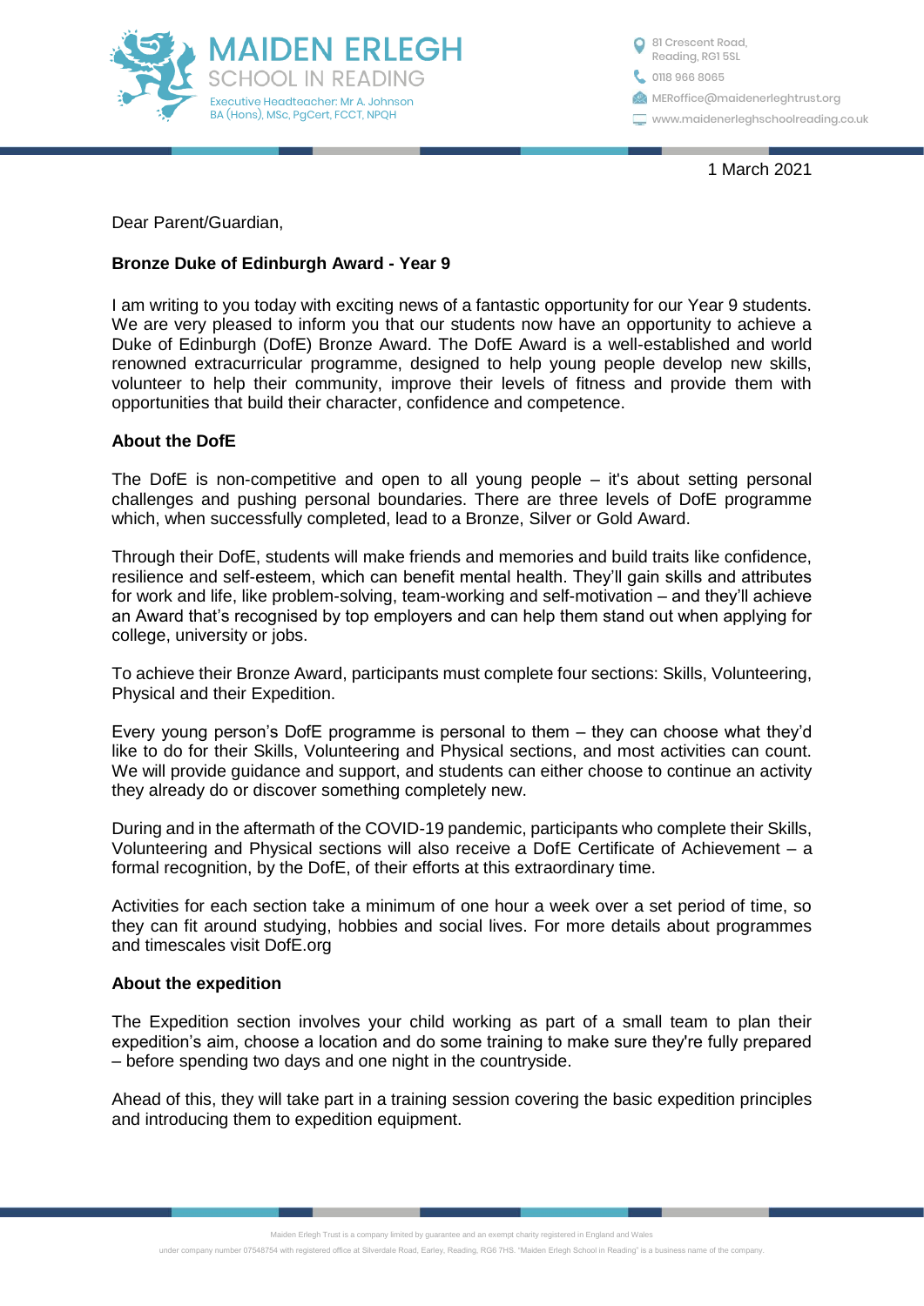MAIDEN ERLEGH
SCHOOL IN READING
Executive Headteacher: Mr A. Johnson
BA (Hons), MSc, PgCert, FCCT, NPQH

81 Crescent Road,
Reading, RG1 5SL
0118 966 8065
MERoffice@maidenerleghtrust.org
www.maidenerleghschoolreading.co.uk

1 March 2021

Dear Parent/Guardian,

**Bronze Duke of Edinburgh Award - Year 9**

I am writing to you today with exciting news of a fantastic opportunity for our Year 9 students. We are very pleased to inform you that our students now have an opportunity to achieve a Duke of Edinburgh (DofE) Bronze Award. The DofE Award is a well-established and world renowned extracurricular programme, designed to help young people develop new skills, volunteer to help their community, improve their levels of fitness and provide them with opportunities that build their character, confidence and competence.

**About the DofE**

The DofE is non-competitive and open to all young people – it's about setting personal challenges and pushing personal boundaries. There are three levels of DofE programme which, when successfully completed, lead to a Bronze, Silver or Gold Award.

Through their DofE, students will make friends and memories and build traits like confidence, resilience and self-esteem, which can benefit mental health. They'll gain skills and attributes for work and life, like problem-solving, team-working and self-motivation – and they'll achieve an Award that's recognised by top employers and can help them stand out when applying for college, university or jobs.

To achieve their Bronze Award, participants must complete four sections: Skills, Volunteering, Physical and their Expedition.

Every young person's DofE programme is personal to them – they can choose what they'd like to do for their Skills, Volunteering and Physical sections, and most activities can count. We will provide guidance and support, and students can either choose to continue an activity they already do or discover something completely new.

During and in the aftermath of the COVID-19 pandemic, participants who complete their Skills, Volunteering and Physical sections will also receive a DofE Certificate of Achievement – a formal recognition, by the DofE, of their efforts at this extraordinary time.

Activities for each section take a minimum of one hour a week over a set period of time, so they can fit around studying, hobbies and social lives. For more details about programmes and timescales visit DofE.org

**About the expedition**

The Expedition section involves your child working as part of a small team to plan their expedition's aim, choose a location and do some training to make sure they're fully prepared – before spending two days and one night in the countryside.

Ahead of this, they will take part in a training session covering the basic expedition principles and introducing them to expedition equipment.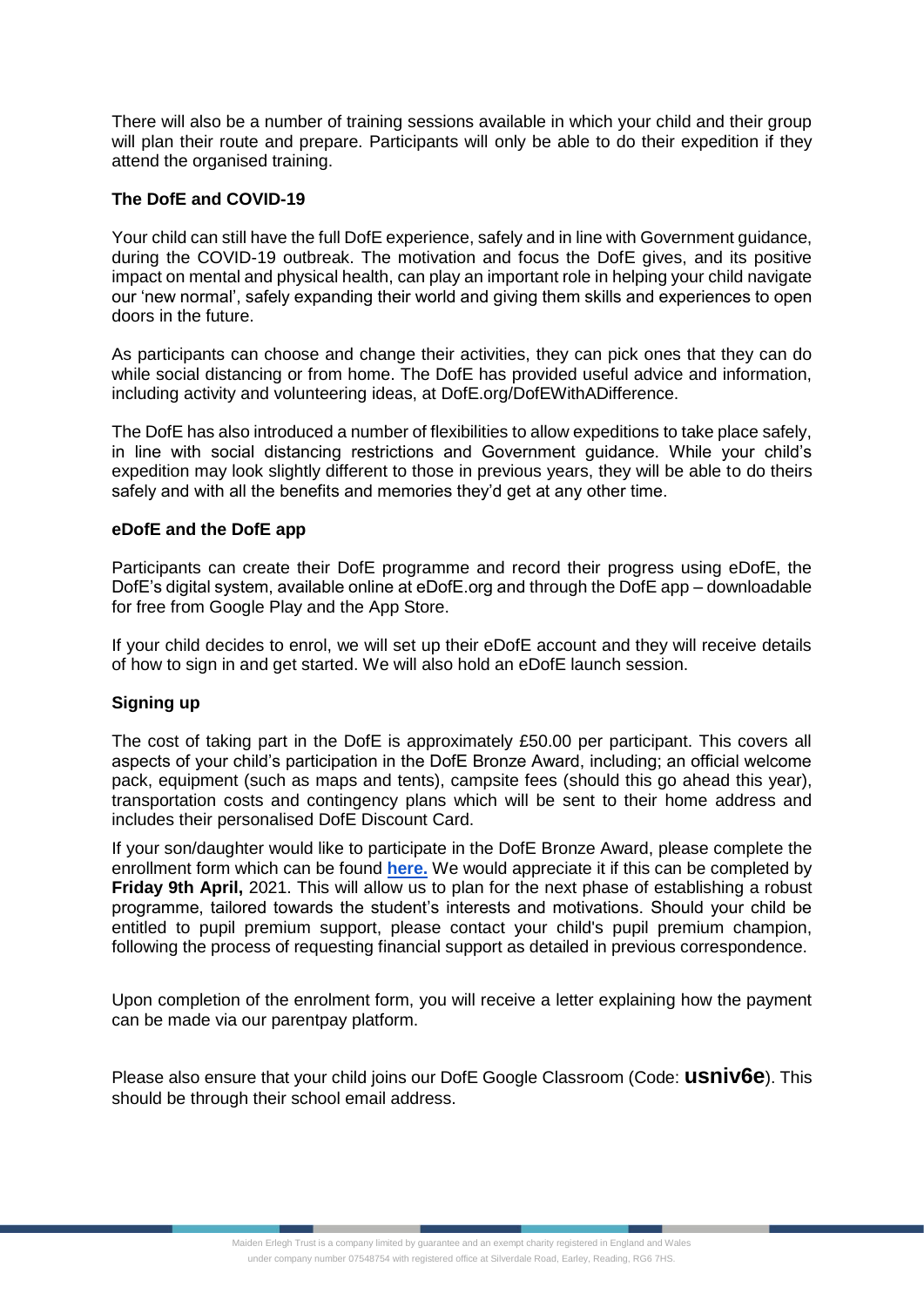There will also be a number of training sessions available in which your child and their group will plan their route and prepare. Participants will only be able to do their expedition if they attend the organised training.

**The DofE and COVID-19**

Your child can still have the full DofE experience, safely and in line with Government guidance, during the COVID-19 outbreak. The motivation and focus the DofE gives, and its positive impact on mental and physical health, can play an important role in helping your child navigate our 'new normal', safely expanding their world and giving them skills and experiences to open doors in the future.

As participants can choose and change their activities, they can pick ones that they can do while social distancing or from home. The DofE has provided useful advice and information, including activity and volunteering ideas, at DofE.org/DofEWithADifference.

The DofE has also introduced a number of flexibilities to allow expeditions to take place safely, in line with social distancing restrictions and Government guidance. While your child's expedition may look slightly different to those in previous years, they will be able to do theirs safely and with all the benefits and memories they'd get at any other time.

**eDofE and the DofE app**

Participants can create their DofE programme and record their progress using eDofE, the DofE's digital system, available online at eDofE.org and through the DofE app – downloadable for free from Google Play and the App Store.

If your child decides to enrol, we will set up their eDofE account and they will receive details of how to sign in and get started. We will also hold an eDofE launch session.

**Signing up**

The cost of taking part in the DofE is approximately £50.00 per participant. This covers all aspects of your child's participation in the DofE Bronze Award, including; an official welcome pack, equipment (such as maps and tents), campsite fees (should this go ahead this year), transportation costs and contingency plans which will be sent to their home address and includes their personalised DofE Discount Card.

If your son/daughter would like to participate in the DofE Bronze Award, please complete the enrollment form which can be found **here.** We would appreciate it if this can be completed by **Friday 9th April,** 2021. This will allow us to plan for the next phase of establishing a robust programme, tailored towards the student's interests and motivations. Should your child be entitled to pupil premium support, please contact your child's pupil premium champion, following the process of requesting financial support as detailed in previous correspondence.

Upon completion of the enrolment form, you will receive a letter explaining how the payment can be made via our parentpay platform.

Please also ensure that your child joins our DofE Google Classroom (Code: **usniv6e**). This should be through their school email address.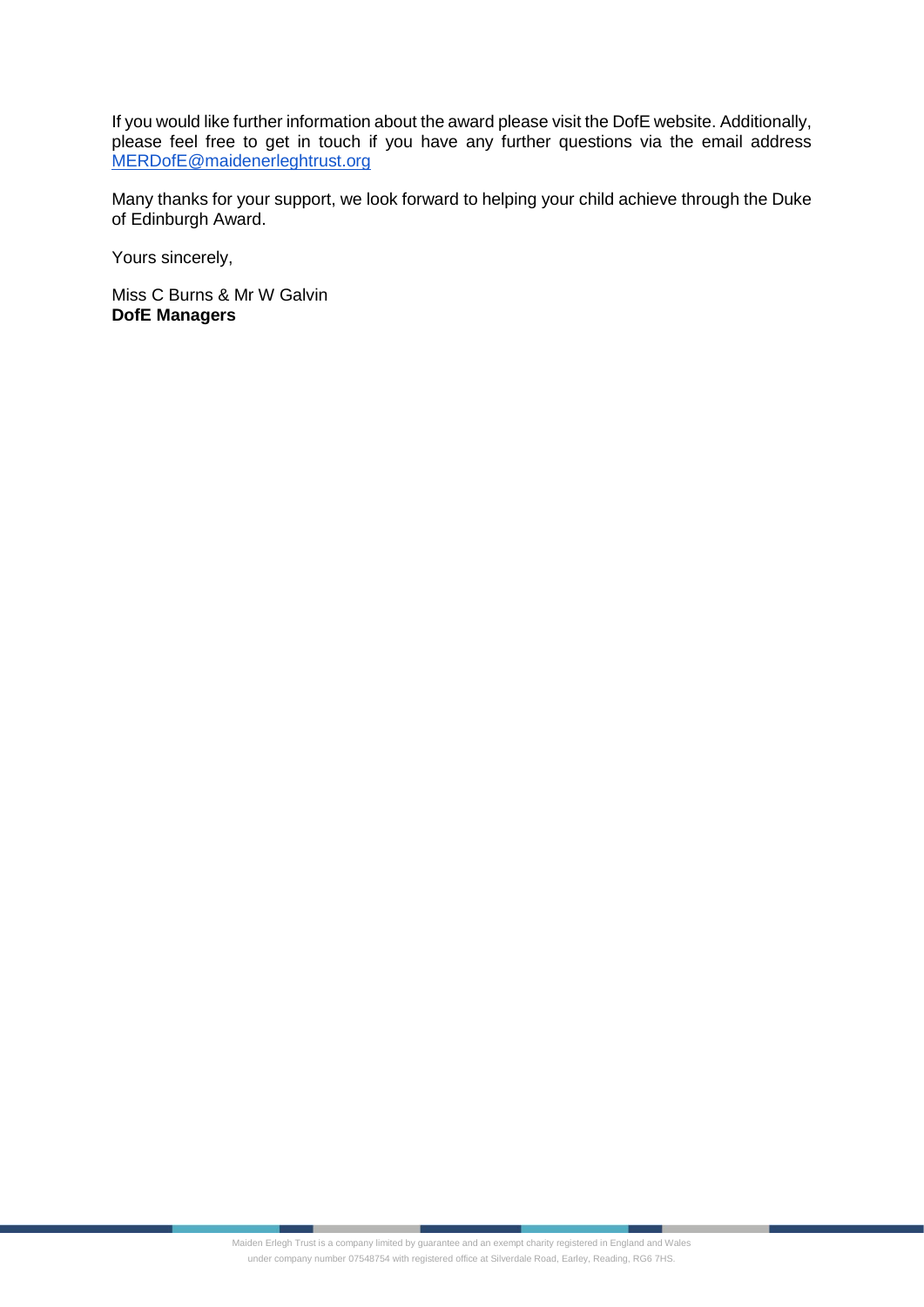If you would like further information about the award please visit the DofE website. Additionally, please feel free to get in touch if you have any further questions via the email address [MERDofE@maidenerleghtrust.org](mailto:MERDofE@maidenerleghtrust.org)

Many thanks for your support, we look forward to helping your child achieve through the Duke of Edinburgh Award.

Yours sincerely,

Miss C Burns & Mr W Galvin
**DofE Managers**